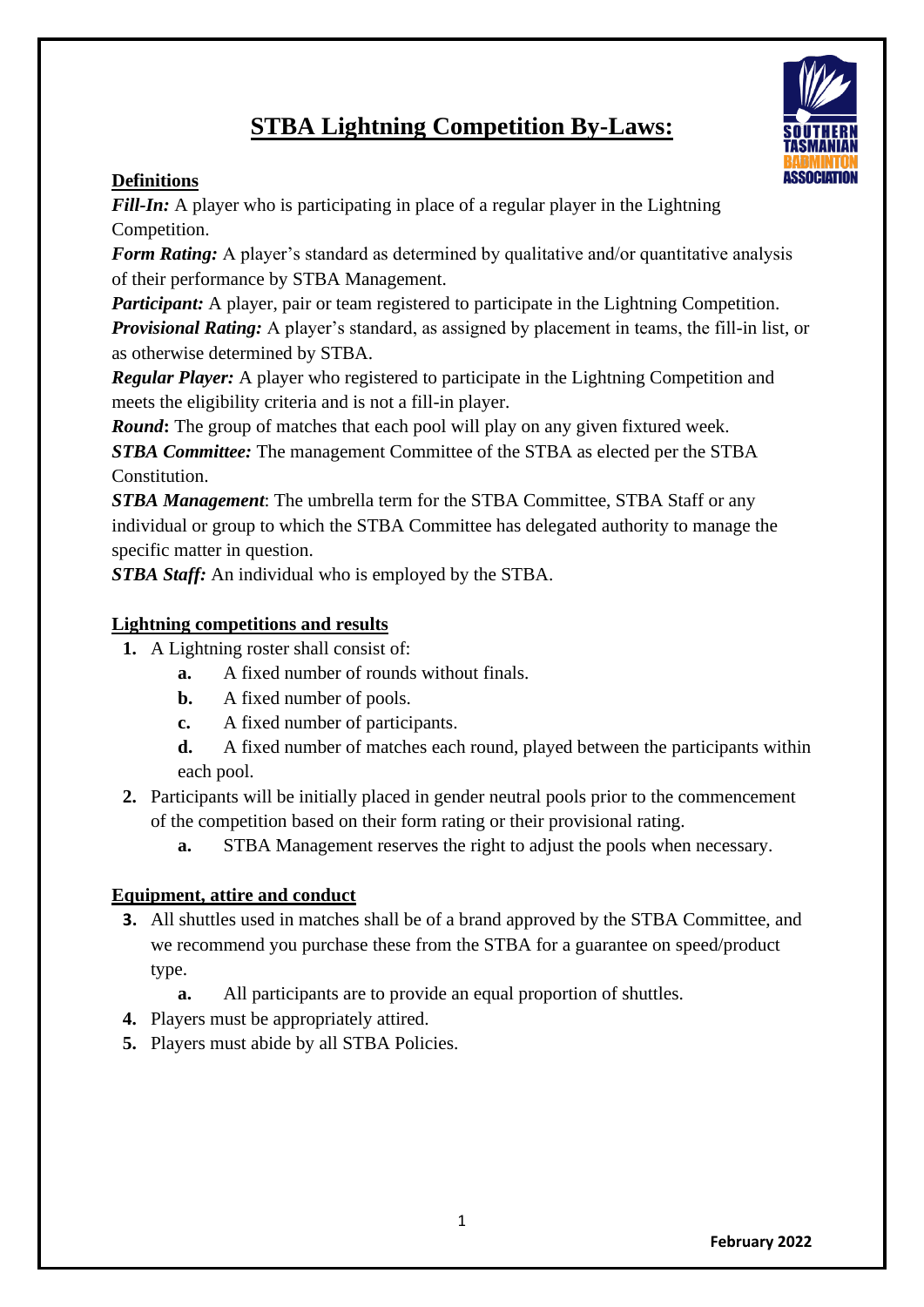# STBA Lightning Competition By-Laws:

## Definitions

***Fill-In:*** A player who is participating in place of a regular player in the Lightning Competition.

***Form Rating:*** A player's standard as determined by qualitative and/or quantitative analysis of their performance by STBA Management.

***Participant:*** A player, pair or team registered to participate in the Lightning Competition.

***Provisional Rating:*** A player's standard, as assigned by placement in teams, the fill-in list, or as otherwise determined by STBA.

***Regular Player:*** A player who registered to participate in the Lightning Competition and meets the eligibility criteria and is not a fill-in player.

***Round*:** The group of matches that each pool will play on any given fixtured week.

***STBA Committee:*** The management Committee of the STBA as elected per the STBA Constitution.

***STBA Management*:** The umbrella term for the STBA Committee, STBA Staff or any individual or group to which the STBA Committee has delegated authority to manage the specific matter in question.

***STBA Staff:*** An individual who is employed by the STBA.

## Lightning competitions and results

1. A Lightning roster shall consist of:
   - **a.** A fixed number of rounds without finals.
   - **b.** A fixed number of pools.
   - **c.** A fixed number of participants.
   - **d.** A fixed number of matches each round, played between the participants within each pool.
2. Participants will be initially placed in gender neutral pools prior to the commencement of the competition based on their form rating or their provisional rating.
   - **a.** STBA Management reserves the right to adjust the pools when necessary.

## Equipment, attire and conduct

3. All shuttles used in matches shall be of a brand approved by the STBA Committee, and we recommend you purchase these from the STBA for a guarantee on speed/product type.
   - **a.** All participants are to provide an equal proportion of shuttles.
4. Players must be appropriately attired.
5. Players must abide by all STBA Policies.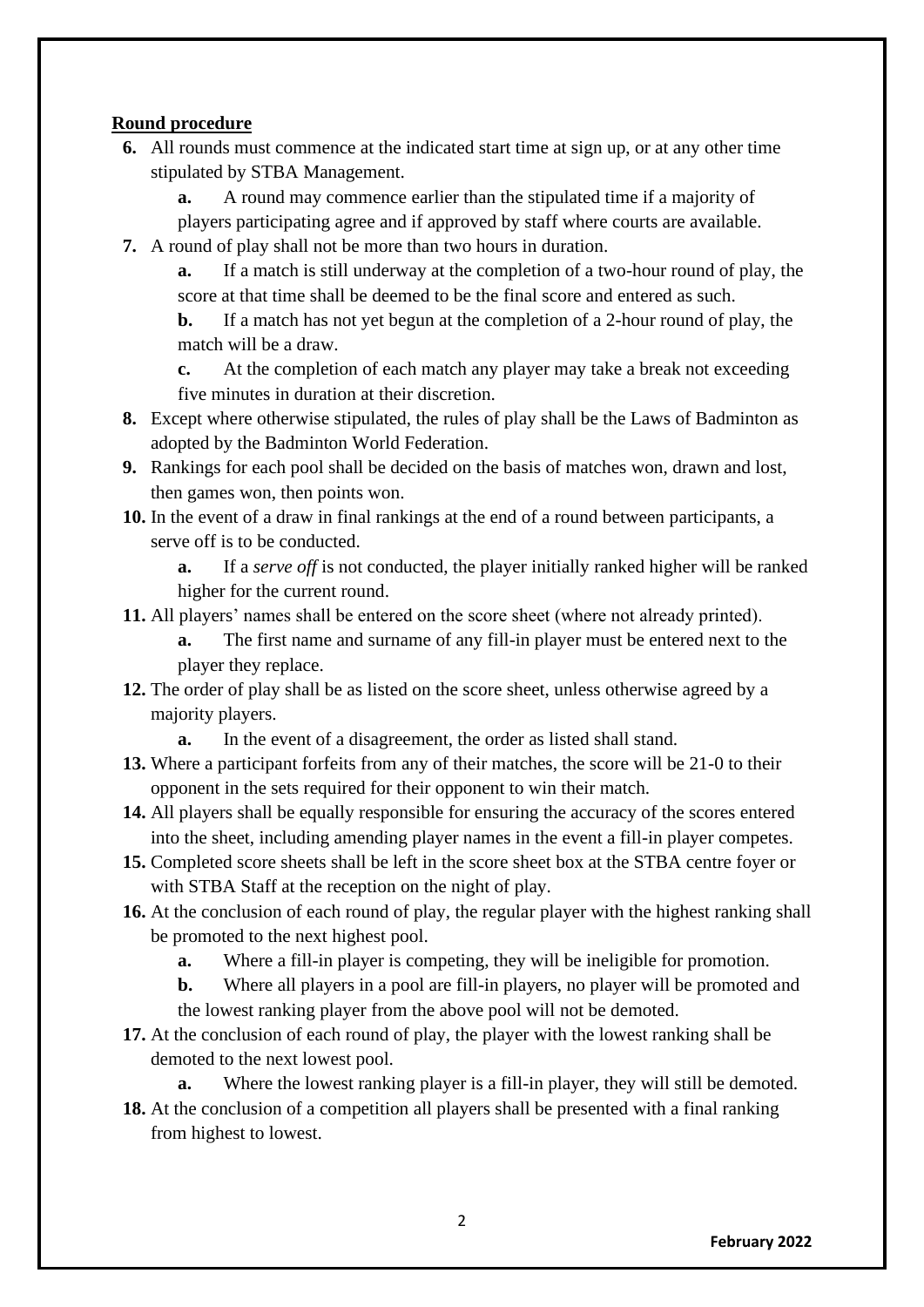**Round procedure**

**6.** All rounds must commence at the indicated start time at sign up, or at any other time stipulated by STBA Management.

   **a.** A round may commence earlier than the stipulated time if a majority of players participating agree and if approved by staff where courts are available.

**7.** A round of play shall not be more than two hours in duration.

   **a.** If a match is still underway at the completion of a two-hour round of play, the score at that time shall be deemed to be the final score and entered as such.

   **b.** If a match has not yet begun at the completion of a 2-hour round of play, the match will be a draw.

   **c.** At the completion of each match any player may take a break not exceeding five minutes in duration at their discretion.

**8.** Except where otherwise stipulated, the rules of play shall be the Laws of Badminton as adopted by the Badminton World Federation.

**9.** Rankings for each pool shall be decided on the basis of matches won, drawn and lost, then games won, then points won.

**10.** In the event of a draw in final rankings at the end of a round between participants, a serve off is to be conducted.

   **a.** If a *serve off* is not conducted, the player initially ranked higher will be ranked higher for the current round.

**11.** All players' names shall be entered on the score sheet (where not already printed).

   **a.** The first name and surname of any fill-in player must be entered next to the player they replace.

**12.** The order of play shall be as listed on the score sheet, unless otherwise agreed by a majority players.

   **a.** In the event of a disagreement, the order as listed shall stand.

**13.** Where a participant forfeits from any of their matches, the score will be 21-0 to their opponent in the sets required for their opponent to win their match.

**14.** All players shall be equally responsible for ensuring the accuracy of the scores entered into the sheet, including amending player names in the event a fill-in player competes.

**15.** Completed score sheets shall be left in the score sheet box at the STBA centre foyer or with STBA Staff at the reception on the night of play.

**16.** At the conclusion of each round of play, the regular player with the highest ranking shall be promoted to the next highest pool.

   **a.** Where a fill-in player is competing, they will be ineligible for promotion.

   **b.** Where all players in a pool are fill-in players, no player will be promoted and the lowest ranking player from the above pool will not be demoted.

**17.** At the conclusion of each round of play, the player with the lowest ranking shall be demoted to the next lowest pool.

   **a.** Where the lowest ranking player is a fill-in player, they will still be demoted.

**18.** At the conclusion of a competition all players shall be presented with a final ranking from highest to lowest.

**February 2022**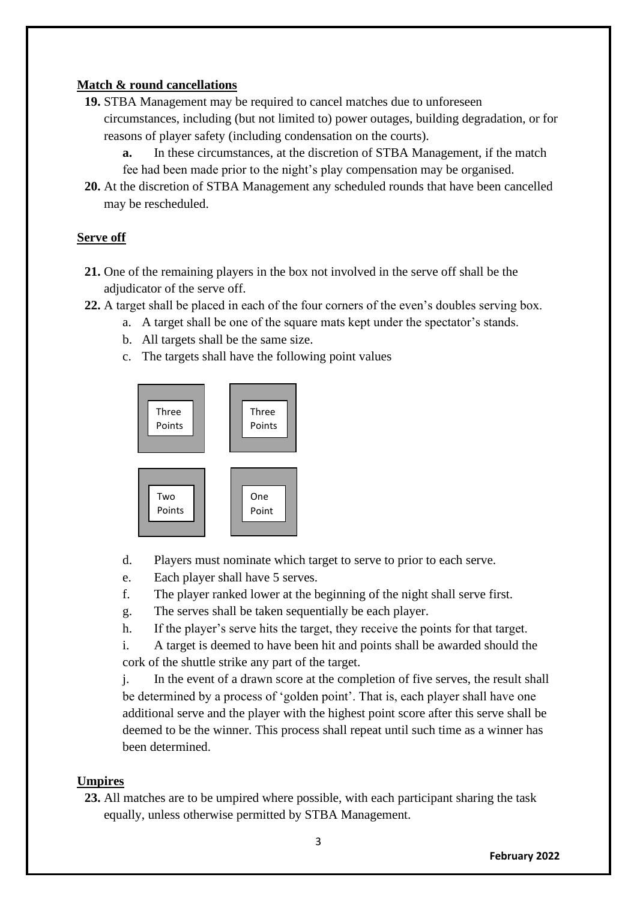## Match & round cancellations

**19.** STBA Management may be required to cancel matches due to unforeseen circumstances, including (but not limited to) power outages, building degradation, or for reasons of player safety (including condensation on the courts).

> **a.** In these circumstances, at the discretion of STBA Management, if the match fee had been made prior to the night's play compensation may be organised.

**20.** At the discretion of STBA Management any scheduled rounds that have been cancelled may be rescheduled.

## Serve off

**21.** One of the remaining players in the box not involved in the serve off shall be the adjudicator of the serve off.

**22.** A target shall be placed in each of the four corners of the even's doubles serving box.

a. A target shall be one of the square mats kept under the spectator's stands.
b. All targets shall be the same size.
c. The targets shall have the following point values

| Three Points | Three Points |
|---|---|
| Two Points | One Point |

d. Players must nominate which target to serve to prior to each serve.
e. Each player shall have 5 serves.
f. The player ranked lower at the beginning of the night shall serve first.
g. The serves shall be taken sequentially be each player.
h. If the player's serve hits the target, they receive the points for that target.
i. A target is deemed to have been hit and points shall be awarded should the cork of the shuttle strike any part of the target.
j. In the event of a drawn score at the completion of five serves, the result shall be determined by a process of 'golden point'. That is, each player shall have one additional serve and the player with the highest point score after this serve shall be deemed to be the winner. This process shall repeat until such time as a winner has been determined.

## Umpires

**23.** All matches are to be umpired where possible, with each participant sharing the task equally, unless otherwise permitted by STBA Management.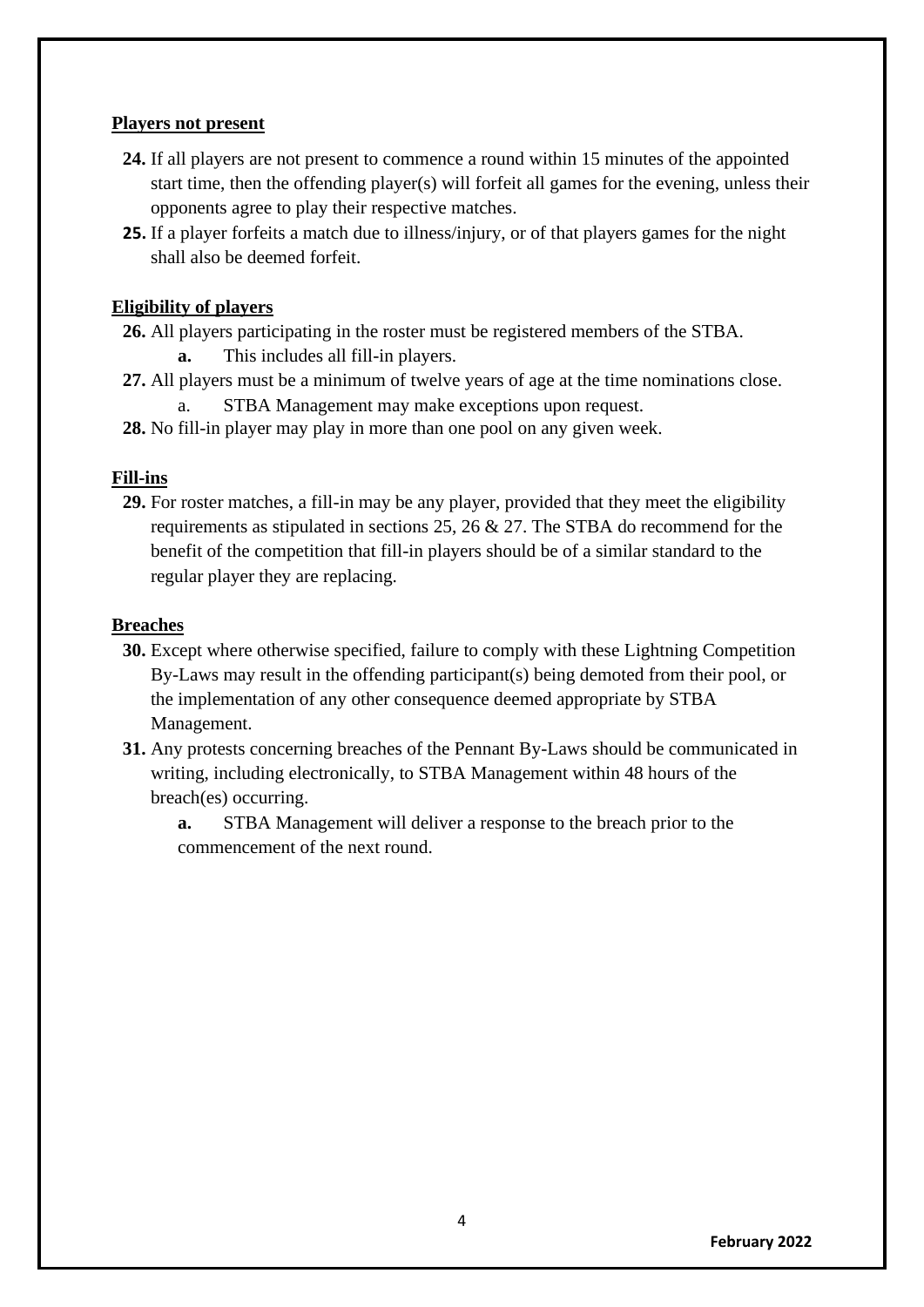**Players not present**

**24.** If all players are not present to commence a round within 15 minutes of the appointed start time, then the offending player(s) will forfeit all games for the evening, unless their opponents agree to play their respective matches.

**25.** If a player forfeits a match due to illness/injury, or of that players games for the night shall also be deemed forfeit.

**Eligibility of players**

**26.** All players participating in the roster must be registered members of the STBA.

  **a.** This includes all fill-in players.

**27.** All players must be a minimum of twelve years of age at the time nominations close.

  a. STBA Management may make exceptions upon request.

**28.** No fill-in player may play in more than one pool on any given week.

**Fill-ins**

**29.** For roster matches, a fill-in may be any player, provided that they meet the eligibility requirements as stipulated in sections 25, 26 & 27. The STBA do recommend for the benefit of the competition that fill-in players should be of a similar standard to the regular player they are replacing.

**Breaches**

**30.** Except where otherwise specified, failure to comply with these Lightning Competition By-Laws may result in the offending participant(s) being demoted from their pool, or the implementation of any other consequence deemed appropriate by STBA Management.

**31.** Any protests concerning breaches of the Pennant By-Laws should be communicated in writing, including electronically, to STBA Management within 48 hours of the breach(es) occurring.

  **a.** STBA Management will deliver a response to the breach prior to the commencement of the next round.